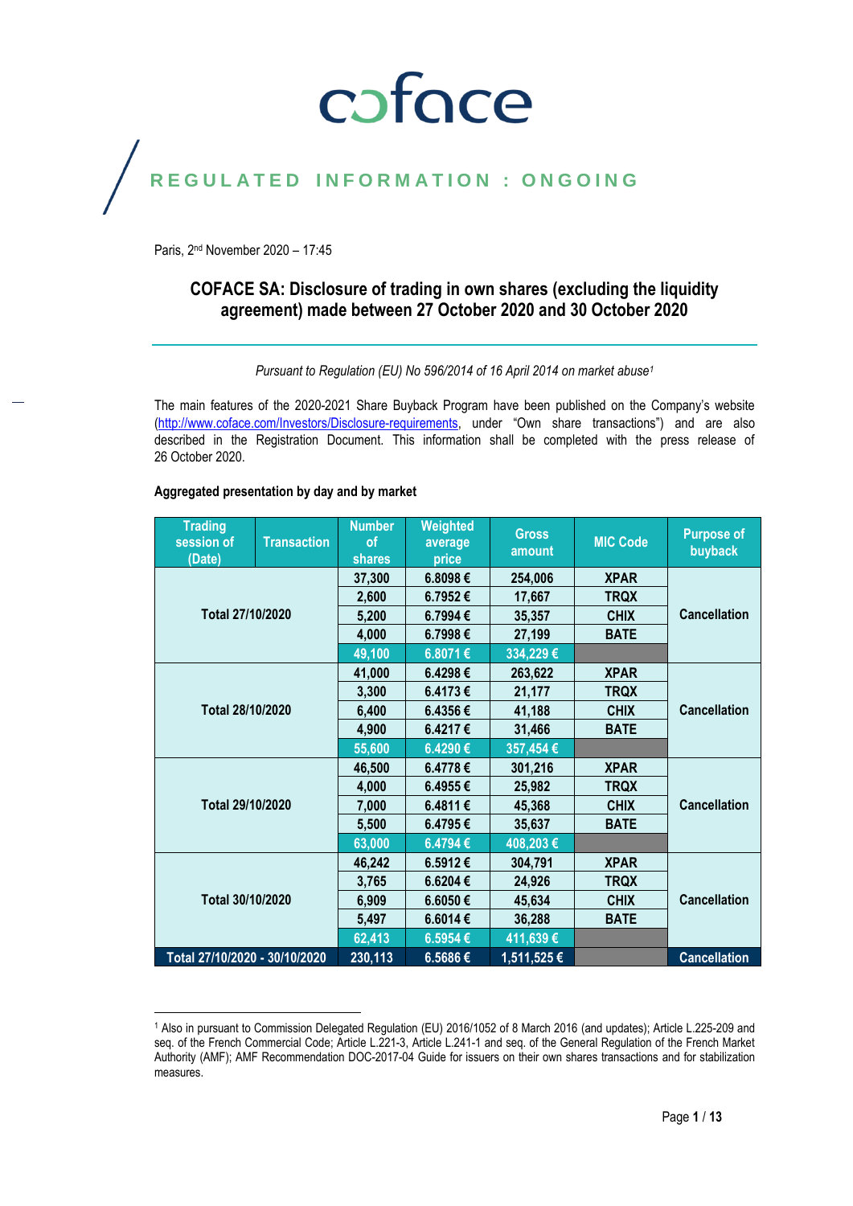# coface

## REGULATED INFORMATION : ONGOING

Paris, 2nd November 2020 – 17:45

## COFACE SA: Disclosure of trading in own shares (excluding the liquidity agreement) made between 27 October 2020 and 30 October 2020

*Pursuant to Regulation (EU) No 596/2014 of 16 April 2014 on market abuse[1]*

The main features of the 2020-2021 Share Buyback Program have been published on the Company's website (http://www.coface.com/Investors/Disclosure-requirements, under "Own share transactions") and are also described in the Registration Document. This information shall be completed with the press release of 26 October 2020.

**Aggregated presentation by day and by market**

| Trading session of (Date) | Transaction | Number of shares | Weighted average price | Gross amount | MIC Code | Purpose of buyback |
|---|---|---|---|---|---|---|
| Total 27/10/2020 | | 37,300 | 6.8098 € | 254,006 | XPAR | Cancellation |
| | | 2,600 | 6.7952 € | 17,667 | TRQX | |
| | | 5,200 | 6.7994 € | 35,357 | CHIX | |
| | | 4,000 | 6.7998 € | 27,199 | BATE | |
| | | 49,100 | 6.8071 € | 334,229 € | | |
| Total 28/10/2020 | | 41,000 | 6.4298 € | 263,622 | XPAR | Cancellation |
| | | 3,300 | 6.4173 € | 21,177 | TRQX | |
| | | 6,400 | 6.4356 € | 41,188 | CHIX | |
| | | 4,900 | 6.4217 € | 31,466 | BATE | |
| | | 55,600 | 6.4290 € | 357,454 € | | |
| Total 29/10/2020 | | 46,500 | 6.4778 € | 301,216 | XPAR | Cancellation |
| | | 4,000 | 6.4955 € | 25,982 | TRQX | |
| | | 7,000 | 6.4811 € | 45,368 | CHIX | |
| | | 5,500 | 6.4795 € | 35,637 | BATE | |
| | | 63,000 | 6.4794 € | 408,203 € | | |
| Total 30/10/2020 | | 46,242 | 6.5912 € | 304,791 | XPAR | Cancellation |
| | | 3,765 | 6.6204 € | 24,926 | TRQX | |
| | | 6,909 | 6.6050 € | 45,634 | CHIX | |
| | | 5,497 | 6.6014 € | 36,288 | BATE | |
| | | 62,413 | 6.5954 € | 411,639 € | | |
| Total 27/10/2020 - 30/10/2020 | | 230,113 | 6.5686 € | 1,511,525 € | | Cancellation |

---

[1] Also in pursuant to Commission Delegated Regulation (EU) 2016/1052 of 8 March 2016 (and updates); Article L.225-209 and seq. of the French Commercial Code; Article L.221-3, Article L.241-1 and seq. of the General Regulation of the French Market Authority (AMF); AMF Recommendation DOC-2017-04 Guide for issuers on their own shares transactions and for stabilization measures.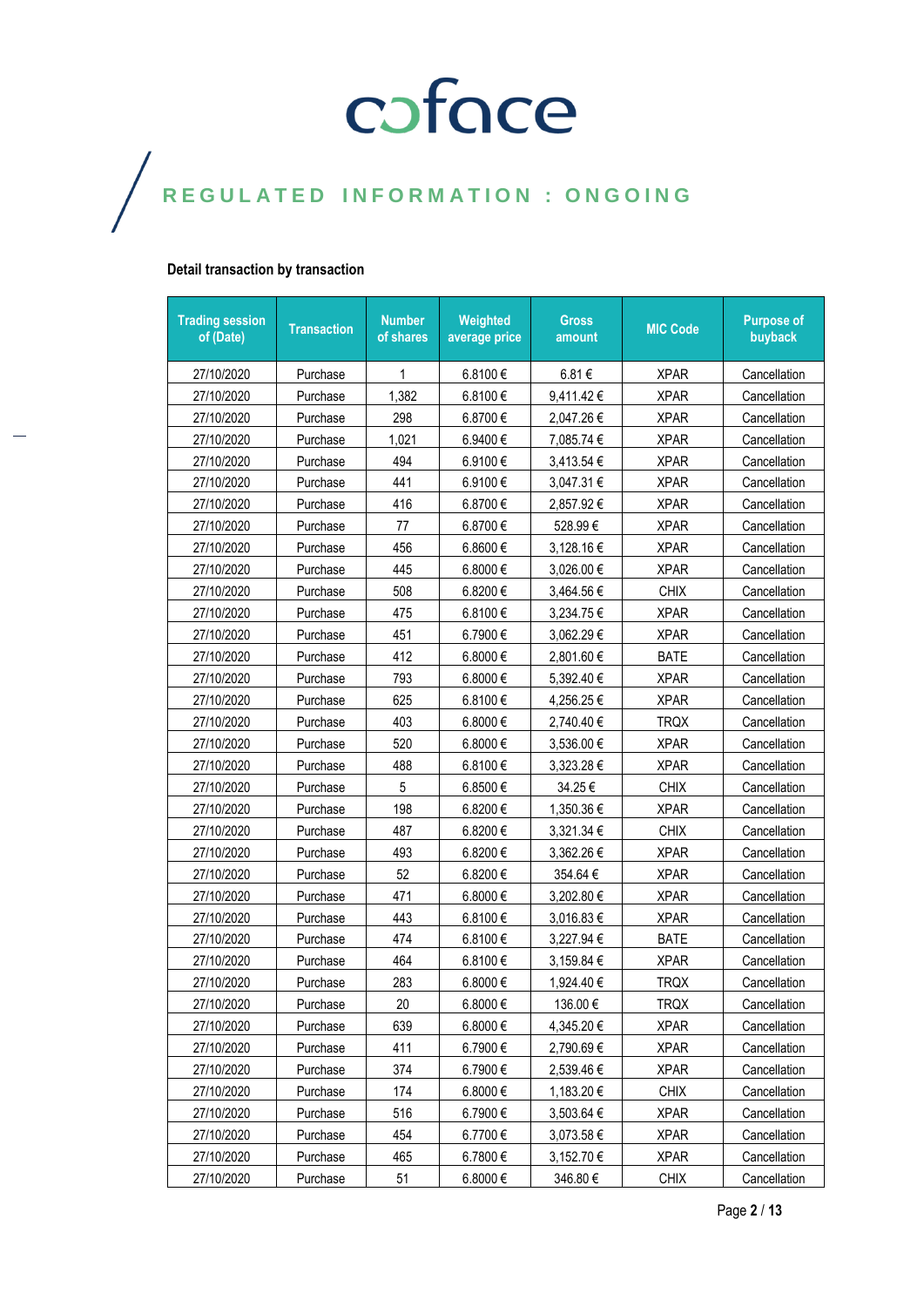# coface

## REGULATED INFORMATION : ONGOING

**Detail transaction by transaction**

| Trading session of (Date) | Transaction | Number of shares | Weighted average price | Gross amount | MIC Code | Purpose of buyback |
|---|---|---|---|---|---|---|
| 27/10/2020 | Purchase | 1 | 6.8100 € | 6.81 € | XPAR | Cancellation |
| 27/10/2020 | Purchase | 1,382 | 6.8100 € | 9,411.42 € | XPAR | Cancellation |
| 27/10/2020 | Purchase | 298 | 6.8700 € | 2,047.26 € | XPAR | Cancellation |
| 27/10/2020 | Purchase | 1,021 | 6.9400 € | 7,085.74 € | XPAR | Cancellation |
| 27/10/2020 | Purchase | 494 | 6.9100 € | 3,413.54 € | XPAR | Cancellation |
| 27/10/2020 | Purchase | 441 | 6.9100 € | 3,047.31 € | XPAR | Cancellation |
| 27/10/2020 | Purchase | 416 | 6.8700 € | 2,857.92 € | XPAR | Cancellation |
| 27/10/2020 | Purchase | 77 | 6.8700 € | 528.99 € | XPAR | Cancellation |
| 27/10/2020 | Purchase | 456 | 6.8600 € | 3,128.16 € | XPAR | Cancellation |
| 27/10/2020 | Purchase | 445 | 6.8000 € | 3,026.00 € | XPAR | Cancellation |
| 27/10/2020 | Purchase | 508 | 6.8200 € | 3,464.56 € | CHIX | Cancellation |
| 27/10/2020 | Purchase | 475 | 6.8100 € | 3,234.75 € | XPAR | Cancellation |
| 27/10/2020 | Purchase | 451 | 6.7900 € | 3,062.29 € | XPAR | Cancellation |
| 27/10/2020 | Purchase | 412 | 6.8000 € | 2,801.60 € | BATE | Cancellation |
| 27/10/2020 | Purchase | 793 | 6.8000 € | 5,392.40 € | XPAR | Cancellation |
| 27/10/2020 | Purchase | 625 | 6.8100 € | 4,256.25 € | XPAR | Cancellation |
| 27/10/2020 | Purchase | 403 | 6.8000 € | 2,740.40 € | TRQX | Cancellation |
| 27/10/2020 | Purchase | 520 | 6.8000 € | 3,536.00 € | XPAR | Cancellation |
| 27/10/2020 | Purchase | 488 | 6.8100 € | 3,323.28 € | XPAR | Cancellation |
| 27/10/2020 | Purchase | 5 | 6.8500 € | 34.25 € | CHIX | Cancellation |
| 27/10/2020 | Purchase | 198 | 6.8200 € | 1,350.36 € | XPAR | Cancellation |
| 27/10/2020 | Purchase | 487 | 6.8200 € | 3,321.34 € | CHIX | Cancellation |
| 27/10/2020 | Purchase | 493 | 6.8200 € | 3,362.26 € | XPAR | Cancellation |
| 27/10/2020 | Purchase | 52 | 6.8200 € | 354.64 € | XPAR | Cancellation |
| 27/10/2020 | Purchase | 471 | 6.8000 € | 3,202.80 € | XPAR | Cancellation |
| 27/10/2020 | Purchase | 443 | 6.8100 € | 3,016.83 € | XPAR | Cancellation |
| 27/10/2020 | Purchase | 474 | 6.8100 € | 3,227.94 € | BATE | Cancellation |
| 27/10/2020 | Purchase | 464 | 6.8100 € | 3,159.84 € | XPAR | Cancellation |
| 27/10/2020 | Purchase | 283 | 6.8000 € | 1,924.40 € | TRQX | Cancellation |
| 27/10/2020 | Purchase | 20 | 6.8000 € | 136.00 € | TRQX | Cancellation |
| 27/10/2020 | Purchase | 639 | 6.8000 € | 4,345.20 € | XPAR | Cancellation |
| 27/10/2020 | Purchase | 411 | 6.7900 € | 2,790.69 € | XPAR | Cancellation |
| 27/10/2020 | Purchase | 374 | 6.7900 € | 2,539.46 € | XPAR | Cancellation |
| 27/10/2020 | Purchase | 174 | 6.8000 € | 1,183.20 € | CHIX | Cancellation |
| 27/10/2020 | Purchase | 516 | 6.7900 € | 3,503.64 € | XPAR | Cancellation |
| 27/10/2020 | Purchase | 454 | 6.7700 € | 3,073.58 € | XPAR | Cancellation |
| 27/10/2020 | Purchase | 465 | 6.7800 € | 3,152.70 € | XPAR | Cancellation |
| 27/10/2020 | Purchase | 51 | 6.8000 € | 346.80 € | CHIX | Cancellation |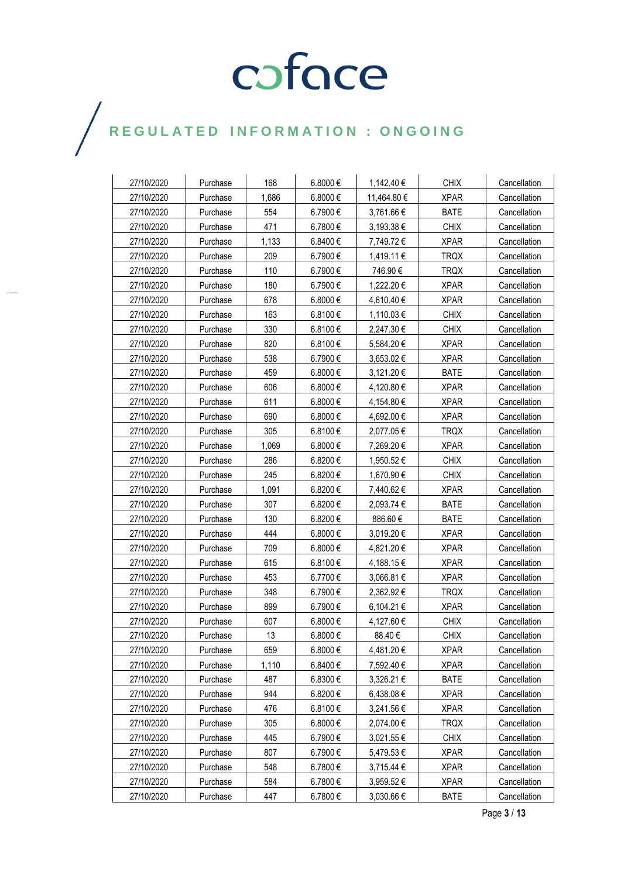| | | | | | | |
|---|---|---|---|---|---|---|
| 27/10/2020 | Purchase | 168 | 6.8000 € | 1,142.40 € | CHIX | Cancellation |
| 27/10/2020 | Purchase | 1,686 | 6.8000 € | 11,464.80 € | XPAR | Cancellation |
| 27/10/2020 | Purchase | 554 | 6.7900 € | 3,761.66 € | BATE | Cancellation |
| 27/10/2020 | Purchase | 471 | 6.7800 € | 3,193.38 € | CHIX | Cancellation |
| 27/10/2020 | Purchase | 1,133 | 6.8400 € | 7,749.72 € | XPAR | Cancellation |
| 27/10/2020 | Purchase | 209 | 6.7900 € | 1,419.11 € | TRQX | Cancellation |
| 27/10/2020 | Purchase | 110 | 6.7900 € | 746.90 € | TRQX | Cancellation |
| 27/10/2020 | Purchase | 180 | 6.7900 € | 1,222.20 € | XPAR | Cancellation |
| 27/10/2020 | Purchase | 678 | 6.8000 € | 4,610.40 € | XPAR | Cancellation |
| 27/10/2020 | Purchase | 163 | 6.8100 € | 1,110.03 € | CHIX | Cancellation |
| 27/10/2020 | Purchase | 330 | 6.8100 € | 2,247.30 € | CHIX | Cancellation |
| 27/10/2020 | Purchase | 820 | 6.8100 € | 5,584.20 € | XPAR | Cancellation |
| 27/10/2020 | Purchase | 538 | 6.7900 € | 3,653.02 € | XPAR | Cancellation |
| 27/10/2020 | Purchase | 459 | 6.8000 € | 3,121.20 € | BATE | Cancellation |
| 27/10/2020 | Purchase | 606 | 6.8000 € | 4,120.80 € | XPAR | Cancellation |
| 27/10/2020 | Purchase | 611 | 6.8000 € | 4,154.80 € | XPAR | Cancellation |
| 27/10/2020 | Purchase | 690 | 6.8000 € | 4,692.00 € | XPAR | Cancellation |
| 27/10/2020 | Purchase | 305 | 6.8100 € | 2,077.05 € | TRQX | Cancellation |
| 27/10/2020 | Purchase | 1,069 | 6.8000 € | 7,269.20 € | XPAR | Cancellation |
| 27/10/2020 | Purchase | 286 | 6.8200 € | 1,950.52 € | CHIX | Cancellation |
| 27/10/2020 | Purchase | 245 | 6.8200 € | 1,670.90 € | CHIX | Cancellation |
| 27/10/2020 | Purchase | 1,091 | 6.8200 € | 7,440.62 € | XPAR | Cancellation |
| 27/10/2020 | Purchase | 307 | 6.8200 € | 2,093.74 € | BATE | Cancellation |
| 27/10/2020 | Purchase | 130 | 6.8200 € | 886.60 € | BATE | Cancellation |
| 27/10/2020 | Purchase | 444 | 6.8000 € | 3,019.20 € | XPAR | Cancellation |
| 27/10/2020 | Purchase | 709 | 6.8000 € | 4,821.20 € | XPAR | Cancellation |
| 27/10/2020 | Purchase | 615 | 6.8100 € | 4,188.15 € | XPAR | Cancellation |
| 27/10/2020 | Purchase | 453 | 6.7700 € | 3,066.81 € | XPAR | Cancellation |
| 27/10/2020 | Purchase | 348 | 6.7900 € | 2,362.92 € | TRQX | Cancellation |
| 27/10/2020 | Purchase | 899 | 6.7900 € | 6,104.21 € | XPAR | Cancellation |
| 27/10/2020 | Purchase | 607 | 6.8000 € | 4,127.60 € | CHIX | Cancellation |
| 27/10/2020 | Purchase | 13 | 6.8000 € | 88.40 € | CHIX | Cancellation |
| 27/10/2020 | Purchase | 659 | 6.8000 € | 4,481.20 € | XPAR | Cancellation |
| 27/10/2020 | Purchase | 1,110 | 6.8400 € | 7,592.40 € | XPAR | Cancellation |
| 27/10/2020 | Purchase | 487 | 6.8300 € | 3,326.21 € | BATE | Cancellation |
| 27/10/2020 | Purchase | 944 | 6.8200 € | 6,438.08 € | XPAR | Cancellation |
| 27/10/2020 | Purchase | 476 | 6.8100 € | 3,241.56 € | XPAR | Cancellation |
| 27/10/2020 | Purchase | 305 | 6.8000 € | 2,074.00 € | TRQX | Cancellation |
| 27/10/2020 | Purchase | 445 | 6.7900 € | 3,021.55 € | CHIX | Cancellation |
| 27/10/2020 | Purchase | 807 | 6.7900 € | 5,479.53 € | XPAR | Cancellation |
| 27/10/2020 | Purchase | 548 | 6.7800 € | 3,715.44 € | XPAR | Cancellation |
| 27/10/2020 | Purchase | 584 | 6.7800 € | 3,959.52 € | XPAR | Cancellation |
| 27/10/2020 | Purchase | 447 | 6.7800 € | 3,030.66 € | BATE | Cancellation |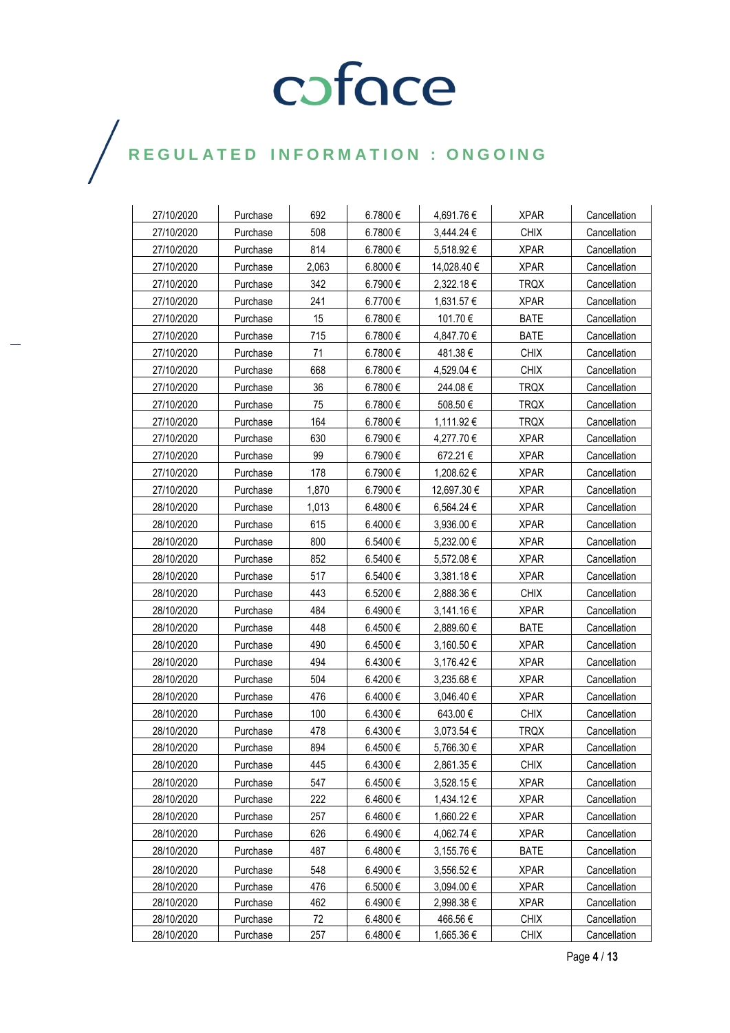| 27/10/2020 | Purchase | 692 | 6.7800 € | 4,691.76 € | XPAR | Cancellation |
|---|---|---|---|---|---|---|
| 27/10/2020 | Purchase | 508 | 6.7800 € | 3,444.24 € | CHIX | Cancellation |
| 27/10/2020 | Purchase | 814 | 6.7800 € | 5,518.92 € | XPAR | Cancellation |
| 27/10/2020 | Purchase | 2,063 | 6.8000 € | 14,028.40 € | XPAR | Cancellation |
| 27/10/2020 | Purchase | 342 | 6.7900 € | 2,322.18 € | TRQX | Cancellation |
| 27/10/2020 | Purchase | 241 | 6.7700 € | 1,631.57 € | XPAR | Cancellation |
| 27/10/2020 | Purchase | 15 | 6.7800 € | 101.70 € | BATE | Cancellation |
| 27/10/2020 | Purchase | 715 | 6.7800 € | 4,847.70 € | BATE | Cancellation |
| 27/10/2020 | Purchase | 71 | 6.7800 € | 481.38 € | CHIX | Cancellation |
| 27/10/2020 | Purchase | 668 | 6.7800 € | 4,529.04 € | CHIX | Cancellation |
| 27/10/2020 | Purchase | 36 | 6.7800 € | 244.08 € | TRQX | Cancellation |
| 27/10/2020 | Purchase | 75 | 6.7800 € | 508.50 € | TRQX | Cancellation |
| 27/10/2020 | Purchase | 164 | 6.7800 € | 1,111.92 € | TRQX | Cancellation |
| 27/10/2020 | Purchase | 630 | 6.7900 € | 4,277.70 € | XPAR | Cancellation |
| 27/10/2020 | Purchase | 99 | 6.7900 € | 672.21 € | XPAR | Cancellation |
| 27/10/2020 | Purchase | 178 | 6.7900 € | 1,208.62 € | XPAR | Cancellation |
| 27/10/2020 | Purchase | 1,870 | 6.7900 € | 12,697.30 € | XPAR | Cancellation |
| 28/10/2020 | Purchase | 1,013 | 6.4800 € | 6,564.24 € | XPAR | Cancellation |
| 28/10/2020 | Purchase | 615 | 6.4000 € | 3,936.00 € | XPAR | Cancellation |
| 28/10/2020 | Purchase | 800 | 6.5400 € | 5,232.00 € | XPAR | Cancellation |
| 28/10/2020 | Purchase | 852 | 6.5400 € | 5,572.08 € | XPAR | Cancellation |
| 28/10/2020 | Purchase | 517 | 6.5400 € | 3,381.18 € | XPAR | Cancellation |
| 28/10/2020 | Purchase | 443 | 6.5200 € | 2,888.36 € | CHIX | Cancellation |
| 28/10/2020 | Purchase | 484 | 6.4900 € | 3,141.16 € | XPAR | Cancellation |
| 28/10/2020 | Purchase | 448 | 6.4500 € | 2,889.60 € | BATE | Cancellation |
| 28/10/2020 | Purchase | 490 | 6.4500 € | 3,160.50 € | XPAR | Cancellation |
| 28/10/2020 | Purchase | 494 | 6.4300 € | 3,176.42 € | XPAR | Cancellation |
| 28/10/2020 | Purchase | 504 | 6.4200 € | 3,235.68 € | XPAR | Cancellation |
| 28/10/2020 | Purchase | 476 | 6.4000 € | 3,046.40 € | XPAR | Cancellation |
| 28/10/2020 | Purchase | 100 | 6.4300 € | 643.00 € | CHIX | Cancellation |
| 28/10/2020 | Purchase | 478 | 6.4300 € | 3,073.54 € | TRQX | Cancellation |
| 28/10/2020 | Purchase | 894 | 6.4500 € | 5,766.30 € | XPAR | Cancellation |
| 28/10/2020 | Purchase | 445 | 6.4300 € | 2,861.35 € | CHIX | Cancellation |
| 28/10/2020 | Purchase | 547 | 6.4500 € | 3,528.15 € | XPAR | Cancellation |
| 28/10/2020 | Purchase | 222 | 6.4600 € | 1,434.12 € | XPAR | Cancellation |
| 28/10/2020 | Purchase | 257 | 6.4600 € | 1,660.22 € | XPAR | Cancellation |
| 28/10/2020 | Purchase | 626 | 6.4900 € | 4,062.74 € | XPAR | Cancellation |
| 28/10/2020 | Purchase | 487 | 6.4800 € | 3,155.76 € | BATE | Cancellation |
| 28/10/2020 | Purchase | 548 | 6.4900 € | 3,556.52 € | XPAR | Cancellation |
| 28/10/2020 | Purchase | 476 | 6.5000 € | 3,094.00 € | XPAR | Cancellation |
| 28/10/2020 | Purchase | 462 | 6.4900 € | 2,998.38 € | XPAR | Cancellation |
| 28/10/2020 | Purchase | 72 | 6.4800 € | 466.56 € | CHIX | Cancellation |
| 28/10/2020 | Purchase | 257 | 6.4800 € | 1,665.36 € | CHIX | Cancellation |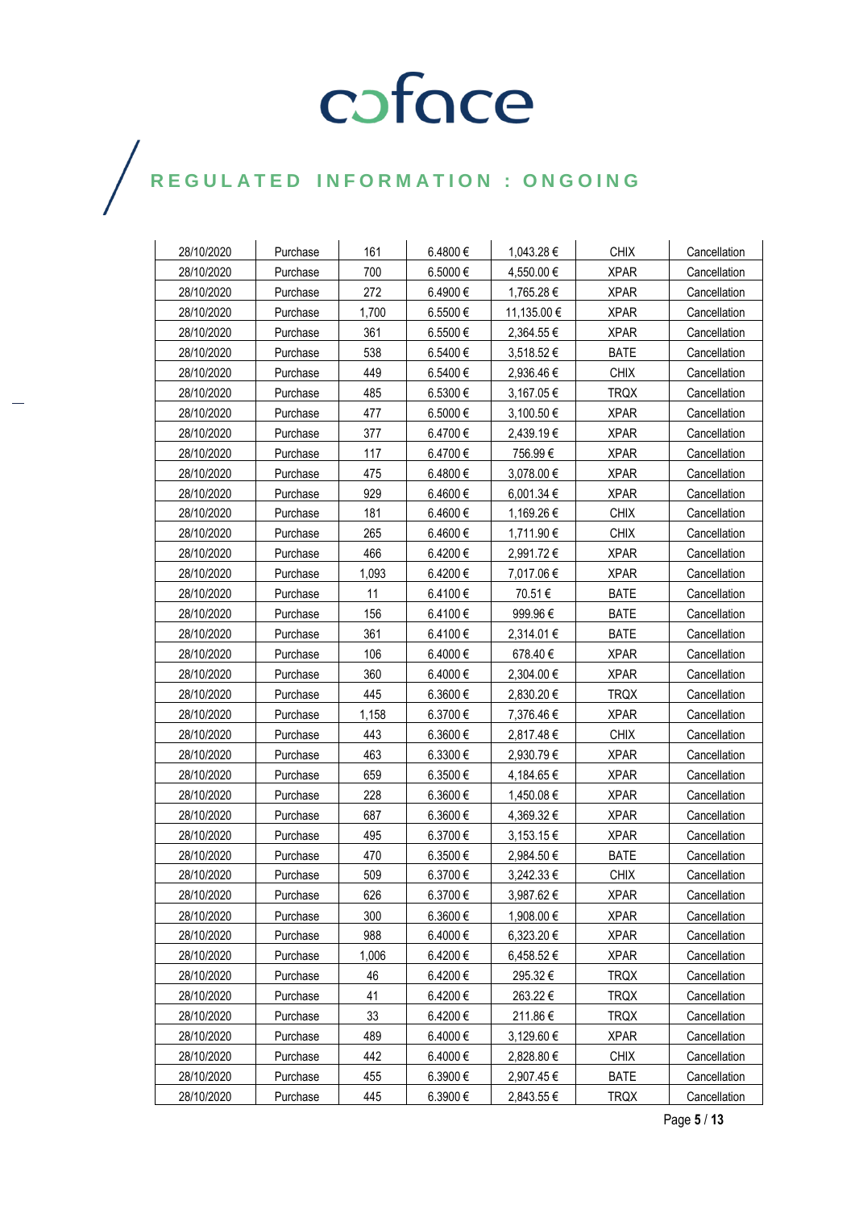| 28/10/2020 | Purchase | 161 | 6.4800 € | 1,043.28 € | CHIX | Cancellation |
|---|---|---|---|---|---|---|
| 28/10/2020 | Purchase | 700 | 6.5000 € | 4,550.00 € | XPAR | Cancellation |
| 28/10/2020 | Purchase | 272 | 6.4900 € | 1,765.28 € | XPAR | Cancellation |
| 28/10/2020 | Purchase | 1,700 | 6.5500 € | 11,135.00 € | XPAR | Cancellation |
| 28/10/2020 | Purchase | 361 | 6.5500 € | 2,364.55 € | XPAR | Cancellation |
| 28/10/2020 | Purchase | 538 | 6.5400 € | 3,518.52 € | BATE | Cancellation |
| 28/10/2020 | Purchase | 449 | 6.5400 € | 2,936.46 € | CHIX | Cancellation |
| 28/10/2020 | Purchase | 485 | 6.5300 € | 3,167.05 € | TRQX | Cancellation |
| 28/10/2020 | Purchase | 477 | 6.5000 € | 3,100.50 € | XPAR | Cancellation |
| 28/10/2020 | Purchase | 377 | 6.4700 € | 2,439.19 € | XPAR | Cancellation |
| 28/10/2020 | Purchase | 117 | 6.4700 € | 756.99 € | XPAR | Cancellation |
| 28/10/2020 | Purchase | 475 | 6.4800 € | 3,078.00 € | XPAR | Cancellation |
| 28/10/2020 | Purchase | 929 | 6.4600 € | 6,001.34 € | XPAR | Cancellation |
| 28/10/2020 | Purchase | 181 | 6.4600 € | 1,169.26 € | CHIX | Cancellation |
| 28/10/2020 | Purchase | 265 | 6.4600 € | 1,711.90 € | CHIX | Cancellation |
| 28/10/2020 | Purchase | 466 | 6.4200 € | 2,991.72 € | XPAR | Cancellation |
| 28/10/2020 | Purchase | 1,093 | 6.4200 € | 7,017.06 € | XPAR | Cancellation |
| 28/10/2020 | Purchase | 11 | 6.4100 € | 70.51 € | BATE | Cancellation |
| 28/10/2020 | Purchase | 156 | 6.4100 € | 999.96 € | BATE | Cancellation |
| 28/10/2020 | Purchase | 361 | 6.4100 € | 2,314.01 € | BATE | Cancellation |
| 28/10/2020 | Purchase | 106 | 6.4000 € | 678.40 € | XPAR | Cancellation |
| 28/10/2020 | Purchase | 360 | 6.4000 € | 2,304.00 € | XPAR | Cancellation |
| 28/10/2020 | Purchase | 445 | 6.3600 € | 2,830.20 € | TRQX | Cancellation |
| 28/10/2020 | Purchase | 1,158 | 6.3700 € | 7,376.46 € | XPAR | Cancellation |
| 28/10/2020 | Purchase | 443 | 6.3600 € | 2,817.48 € | CHIX | Cancellation |
| 28/10/2020 | Purchase | 463 | 6.3300 € | 2,930.79 € | XPAR | Cancellation |
| 28/10/2020 | Purchase | 659 | 6.3500 € | 4,184.65 € | XPAR | Cancellation |
| 28/10/2020 | Purchase | 228 | 6.3600 € | 1,450.08 € | XPAR | Cancellation |
| 28/10/2020 | Purchase | 687 | 6.3600 € | 4,369.32 € | XPAR | Cancellation |
| 28/10/2020 | Purchase | 495 | 6.3700 € | 3,153.15 € | XPAR | Cancellation |
| 28/10/2020 | Purchase | 470 | 6.3500 € | 2,984.50 € | BATE | Cancellation |
| 28/10/2020 | Purchase | 509 | 6.3700 € | 3,242.33 € | CHIX | Cancellation |
| 28/10/2020 | Purchase | 626 | 6.3700 € | 3,987.62 € | XPAR | Cancellation |
| 28/10/2020 | Purchase | 300 | 6.3600 € | 1,908.00 € | XPAR | Cancellation |
| 28/10/2020 | Purchase | 988 | 6.4000 € | 6,323.20 € | XPAR | Cancellation |
| 28/10/2020 | Purchase | 1,006 | 6.4200 € | 6,458.52 € | XPAR | Cancellation |
| 28/10/2020 | Purchase | 46 | 6.4200 € | 295.32 € | TRQX | Cancellation |
| 28/10/2020 | Purchase | 41 | 6.4200 € | 263.22 € | TRQX | Cancellation |
| 28/10/2020 | Purchase | 33 | 6.4200 € | 211.86 € | TRQX | Cancellation |
| 28/10/2020 | Purchase | 489 | 6.4000 € | 3,129.60 € | XPAR | Cancellation |
| 28/10/2020 | Purchase | 442 | 6.4000 € | 2,828.80 € | CHIX | Cancellation |
| 28/10/2020 | Purchase | 455 | 6.3900 € | 2,907.45 € | BATE | Cancellation |
| 28/10/2020 | Purchase | 445 | 6.3900 € | 2,843.55 € | TRQX | Cancellation |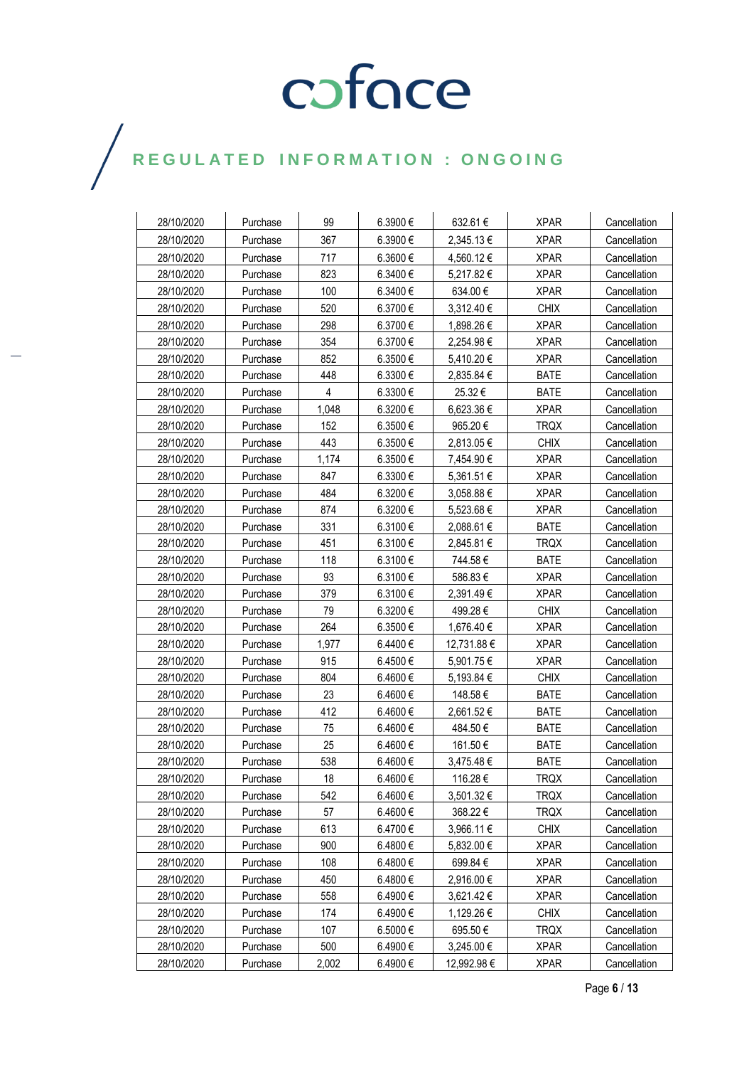| 28/10/2020 | Purchase | 99 | 6.3900 € | 632.61 € | XPAR | Cancellation |
|---|---|---|---|---|---|---|
| 28/10/2020 | Purchase | 367 | 6.3900 € | 2,345.13 € | XPAR | Cancellation |
| 28/10/2020 | Purchase | 717 | 6.3600 € | 4,560.12 € | XPAR | Cancellation |
| 28/10/2020 | Purchase | 823 | 6.3400 € | 5,217.82 € | XPAR | Cancellation |
| 28/10/2020 | Purchase | 100 | 6.3400 € | 634.00 € | XPAR | Cancellation |
| 28/10/2020 | Purchase | 520 | 6.3700 € | 3,312.40 € | CHIX | Cancellation |
| 28/10/2020 | Purchase | 298 | 6.3700 € | 1,898.26 € | XPAR | Cancellation |
| 28/10/2020 | Purchase | 354 | 6.3700 € | 2,254.98 € | XPAR | Cancellation |
| 28/10/2020 | Purchase | 852 | 6.3500 € | 5,410.20 € | XPAR | Cancellation |
| 28/10/2020 | Purchase | 448 | 6.3300 € | 2,835.84 € | BATE | Cancellation |
| 28/10/2020 | Purchase | 4 | 6.3300 € | 25.32 € | BATE | Cancellation |
| 28/10/2020 | Purchase | 1,048 | 6.3200 € | 6,623.36 € | XPAR | Cancellation |
| 28/10/2020 | Purchase | 152 | 6.3500 € | 965.20 € | TRQX | Cancellation |
| 28/10/2020 | Purchase | 443 | 6.3500 € | 2,813.05 € | CHIX | Cancellation |
| 28/10/2020 | Purchase | 1,174 | 6.3500 € | 7,454.90 € | XPAR | Cancellation |
| 28/10/2020 | Purchase | 847 | 6.3300 € | 5,361.51 € | XPAR | Cancellation |
| 28/10/2020 | Purchase | 484 | 6.3200 € | 3,058.88 € | XPAR | Cancellation |
| 28/10/2020 | Purchase | 874 | 6.3200 € | 5,523.68 € | XPAR | Cancellation |
| 28/10/2020 | Purchase | 331 | 6.3100 € | 2,088.61 € | BATE | Cancellation |
| 28/10/2020 | Purchase | 451 | 6.3100 € | 2,845.81 € | TRQX | Cancellation |
| 28/10/2020 | Purchase | 118 | 6.3100 € | 744.58 € | BATE | Cancellation |
| 28/10/2020 | Purchase | 93 | 6.3100 € | 586.83 € | XPAR | Cancellation |
| 28/10/2020 | Purchase | 379 | 6.3100 € | 2,391.49 € | XPAR | Cancellation |
| 28/10/2020 | Purchase | 79 | 6.3200 € | 499.28 € | CHIX | Cancellation |
| 28/10/2020 | Purchase | 264 | 6.3500 € | 1,676.40 € | XPAR | Cancellation |
| 28/10/2020 | Purchase | 1,977 | 6.4400 € | 12,731.88 € | XPAR | Cancellation |
| 28/10/2020 | Purchase | 915 | 6.4500 € | 5,901.75 € | XPAR | Cancellation |
| 28/10/2020 | Purchase | 804 | 6.4600 € | 5,193.84 € | CHIX | Cancellation |
| 28/10/2020 | Purchase | 23 | 6.4600 € | 148.58 € | BATE | Cancellation |
| 28/10/2020 | Purchase | 412 | 6.4600 € | 2,661.52 € | BATE | Cancellation |
| 28/10/2020 | Purchase | 75 | 6.4600 € | 484.50 € | BATE | Cancellation |
| 28/10/2020 | Purchase | 25 | 6.4600 € | 161.50 € | BATE | Cancellation |
| 28/10/2020 | Purchase | 538 | 6.4600 € | 3,475.48 € | BATE | Cancellation |
| 28/10/2020 | Purchase | 18 | 6.4600 € | 116.28 € | TRQX | Cancellation |
| 28/10/2020 | Purchase | 542 | 6.4600 € | 3,501.32 € | TRQX | Cancellation |
| 28/10/2020 | Purchase | 57 | 6.4600 € | 368.22 € | TRQX | Cancellation |
| 28/10/2020 | Purchase | 613 | 6.4700 € | 3,966.11 € | CHIX | Cancellation |
| 28/10/2020 | Purchase | 900 | 6.4800 € | 5,832.00 € | XPAR | Cancellation |
| 28/10/2020 | Purchase | 108 | 6.4800 € | 699.84 € | XPAR | Cancellation |
| 28/10/2020 | Purchase | 450 | 6.4800 € | 2,916.00 € | XPAR | Cancellation |
| 28/10/2020 | Purchase | 558 | 6.4900 € | 3,621.42 € | XPAR | Cancellation |
| 28/10/2020 | Purchase | 174 | 6.4900 € | 1,129.26 € | CHIX | Cancellation |
| 28/10/2020 | Purchase | 107 | 6.5000 € | 695.50 € | TRQX | Cancellation |
| 28/10/2020 | Purchase | 500 | 6.4900 € | 3,245.00 € | XPAR | Cancellation |
| 28/10/2020 | Purchase | 2,002 | 6.4900 € | 12,992.98 € | XPAR | Cancellation |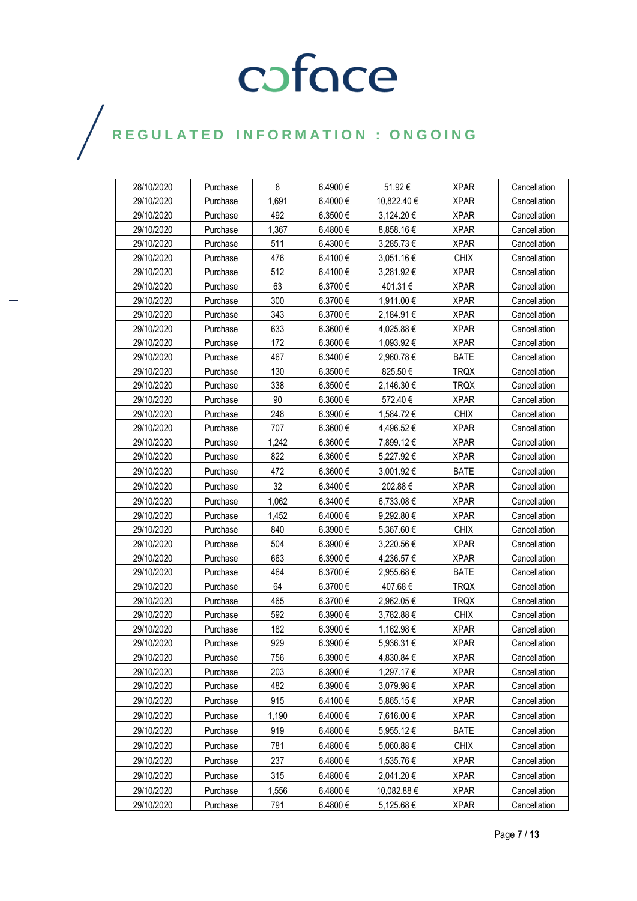| 28/10/2020 | Purchase | 8 | 6.4900 € | 51.92 € | XPAR | Cancellation |
|---|---|---|---|---|---|---|
| 29/10/2020 | Purchase | 1,691 | 6.4000 € | 10,822.40 € | XPAR | Cancellation |
| 29/10/2020 | Purchase | 492 | 6.3500 € | 3,124.20 € | XPAR | Cancellation |
| 29/10/2020 | Purchase | 1,367 | 6.4800 € | 8,858.16 € | XPAR | Cancellation |
| 29/10/2020 | Purchase | 511 | 6.4300 € | 3,285.73 € | XPAR | Cancellation |
| 29/10/2020 | Purchase | 476 | 6.4100 € | 3,051.16 € | CHIX | Cancellation |
| 29/10/2020 | Purchase | 512 | 6.4100 € | 3,281.92 € | XPAR | Cancellation |
| 29/10/2020 | Purchase | 63 | 6.3700 € | 401.31 € | XPAR | Cancellation |
| 29/10/2020 | Purchase | 300 | 6.3700 € | 1,911.00 € | XPAR | Cancellation |
| 29/10/2020 | Purchase | 343 | 6.3700 € | 2,184.91 € | XPAR | Cancellation |
| 29/10/2020 | Purchase | 633 | 6.3600 € | 4,025.88 € | XPAR | Cancellation |
| 29/10/2020 | Purchase | 172 | 6.3600 € | 1,093.92 € | XPAR | Cancellation |
| 29/10/2020 | Purchase | 467 | 6.3400 € | 2,960.78 € | BATE | Cancellation |
| 29/10/2020 | Purchase | 130 | 6.3500 € | 825.50 € | TRQX | Cancellation |
| 29/10/2020 | Purchase | 338 | 6.3500 € | 2,146.30 € | TRQX | Cancellation |
| 29/10/2020 | Purchase | 90 | 6.3600 € | 572.40 € | XPAR | Cancellation |
| 29/10/2020 | Purchase | 248 | 6.3900 € | 1,584.72 € | CHIX | Cancellation |
| 29/10/2020 | Purchase | 707 | 6.3600 € | 4,496.52 € | XPAR | Cancellation |
| 29/10/2020 | Purchase | 1,242 | 6.3600 € | 7,899.12 € | XPAR | Cancellation |
| 29/10/2020 | Purchase | 822 | 6.3600 € | 5,227.92 € | XPAR | Cancellation |
| 29/10/2020 | Purchase | 472 | 6.3600 € | 3,001.92 € | BATE | Cancellation |
| 29/10/2020 | Purchase | 32 | 6.3400 € | 202.88 € | XPAR | Cancellation |
| 29/10/2020 | Purchase | 1,062 | 6.3400 € | 6,733.08 € | XPAR | Cancellation |
| 29/10/2020 | Purchase | 1,452 | 6.4000 € | 9,292.80 € | XPAR | Cancellation |
| 29/10/2020 | Purchase | 840 | 6.3900 € | 5,367.60 € | CHIX | Cancellation |
| 29/10/2020 | Purchase | 504 | 6.3900 € | 3,220.56 € | XPAR | Cancellation |
| 29/10/2020 | Purchase | 663 | 6.3900 € | 4,236.57 € | XPAR | Cancellation |
| 29/10/2020 | Purchase | 464 | 6.3700 € | 2,955.68 € | BATE | Cancellation |
| 29/10/2020 | Purchase | 64 | 6.3700 € | 407.68 € | TRQX | Cancellation |
| 29/10/2020 | Purchase | 465 | 6.3700 € | 2,962.05 € | TRQX | Cancellation |
| 29/10/2020 | Purchase | 592 | 6.3900 € | 3,782.88 € | CHIX | Cancellation |
| 29/10/2020 | Purchase | 182 | 6.3900 € | 1,162.98 € | XPAR | Cancellation |
| 29/10/2020 | Purchase | 929 | 6.3900 € | 5,936.31 € | XPAR | Cancellation |
| 29/10/2020 | Purchase | 756 | 6.3900 € | 4,830.84 € | XPAR | Cancellation |
| 29/10/2020 | Purchase | 203 | 6.3900 € | 1,297.17 € | XPAR | Cancellation |
| 29/10/2020 | Purchase | 482 | 6.3900 € | 3,079.98 € | XPAR | Cancellation |
| 29/10/2020 | Purchase | 915 | 6.4100 € | 5,865.15 € | XPAR | Cancellation |
| 29/10/2020 | Purchase | 1,190 | 6.4000 € | 7,616.00 € | XPAR | Cancellation |
| 29/10/2020 | Purchase | 919 | 6.4800 € | 5,955.12 € | BATE | Cancellation |
| 29/10/2020 | Purchase | 781 | 6.4800 € | 5,060.88 € | CHIX | Cancellation |
| 29/10/2020 | Purchase | 237 | 6.4800 € | 1,535.76 € | XPAR | Cancellation |
| 29/10/2020 | Purchase | 315 | 6.4800 € | 2,041.20 € | XPAR | Cancellation |
| 29/10/2020 | Purchase | 1,556 | 6.4800 € | 10,082.88 € | XPAR | Cancellation |
| 29/10/2020 | Purchase | 791 | 6.4800 € | 5,125.68 € | XPAR | Cancellation |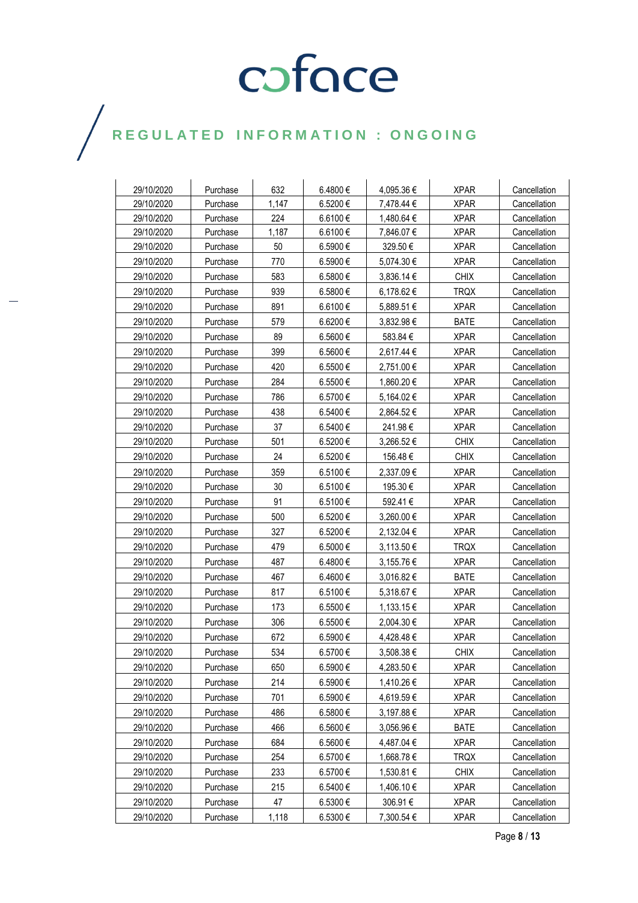| | | | | | | |
|---|---|---|---|---|---|---|
| 29/10/2020 | Purchase | 632 | 6.4800 € | 4,095.36 € | XPAR | Cancellation |
| 29/10/2020 | Purchase | 1,147 | 6.5200 € | 7,478.44 € | XPAR | Cancellation |
| 29/10/2020 | Purchase | 224 | 6.6100 € | 1,480.64 € | XPAR | Cancellation |
| 29/10/2020 | Purchase | 1,187 | 6.6100 € | 7,846.07 € | XPAR | Cancellation |
| 29/10/2020 | Purchase | 50 | 6.5900 € | 329.50 € | XPAR | Cancellation |
| 29/10/2020 | Purchase | 770 | 6.5900 € | 5,074.30 € | XPAR | Cancellation |
| 29/10/2020 | Purchase | 583 | 6.5800 € | 3,836.14 € | CHIX | Cancellation |
| 29/10/2020 | Purchase | 939 | 6.5800 € | 6,178.62 € | TRQX | Cancellation |
| 29/10/2020 | Purchase | 891 | 6.6100 € | 5,889.51 € | XPAR | Cancellation |
| 29/10/2020 | Purchase | 579 | 6.6200 € | 3,832.98 € | BATE | Cancellation |
| 29/10/2020 | Purchase | 89 | 6.5600 € | 583.84 € | XPAR | Cancellation |
| 29/10/2020 | Purchase | 399 | 6.5600 € | 2,617.44 € | XPAR | Cancellation |
| 29/10/2020 | Purchase | 420 | 6.5500 € | 2,751.00 € | XPAR | Cancellation |
| 29/10/2020 | Purchase | 284 | 6.5500 € | 1,860.20 € | XPAR | Cancellation |
| 29/10/2020 | Purchase | 786 | 6.5700 € | 5,164.02 € | XPAR | Cancellation |
| 29/10/2020 | Purchase | 438 | 6.5400 € | 2,864.52 € | XPAR | Cancellation |
| 29/10/2020 | Purchase | 37 | 6.5400 € | 241.98 € | XPAR | Cancellation |
| 29/10/2020 | Purchase | 501 | 6.5200 € | 3,266.52 € | CHIX | Cancellation |
| 29/10/2020 | Purchase | 24 | 6.5200 € | 156.48 € | CHIX | Cancellation |
| 29/10/2020 | Purchase | 359 | 6.5100 € | 2,337.09 € | XPAR | Cancellation |
| 29/10/2020 | Purchase | 30 | 6.5100 € | 195.30 € | XPAR | Cancellation |
| 29/10/2020 | Purchase | 91 | 6.5100 € | 592.41 € | XPAR | Cancellation |
| 29/10/2020 | Purchase | 500 | 6.5200 € | 3,260.00 € | XPAR | Cancellation |
| 29/10/2020 | Purchase | 327 | 6.5200 € | 2,132.04 € | XPAR | Cancellation |
| 29/10/2020 | Purchase | 479 | 6.5000 € | 3,113.50 € | TRQX | Cancellation |
| 29/10/2020 | Purchase | 487 | 6.4800 € | 3,155.76 € | XPAR | Cancellation |
| 29/10/2020 | Purchase | 467 | 6.4600 € | 3,016.82 € | BATE | Cancellation |
| 29/10/2020 | Purchase | 817 | 6.5100 € | 5,318.67 € | XPAR | Cancellation |
| 29/10/2020 | Purchase | 173 | 6.5500 € | 1,133.15 € | XPAR | Cancellation |
| 29/10/2020 | Purchase | 306 | 6.5500 € | 2,004.30 € | XPAR | Cancellation |
| 29/10/2020 | Purchase | 672 | 6.5900 € | 4,428.48 € | XPAR | Cancellation |
| 29/10/2020 | Purchase | 534 | 6.5700 € | 3,508.38 € | CHIX | Cancellation |
| 29/10/2020 | Purchase | 650 | 6.5900 € | 4,283.50 € | XPAR | Cancellation |
| 29/10/2020 | Purchase | 214 | 6.5900 € | 1,410.26 € | XPAR | Cancellation |
| 29/10/2020 | Purchase | 701 | 6.5900 € | 4,619.59 € | XPAR | Cancellation |
| 29/10/2020 | Purchase | 486 | 6.5800 € | 3,197.88 € | XPAR | Cancellation |
| 29/10/2020 | Purchase | 466 | 6.5600 € | 3,056.96 € | BATE | Cancellation |
| 29/10/2020 | Purchase | 684 | 6.5600 € | 4,487.04 € | XPAR | Cancellation |
| 29/10/2020 | Purchase | 254 | 6.5700 € | 1,668.78 € | TRQX | Cancellation |
| 29/10/2020 | Purchase | 233 | 6.5700 € | 1,530.81 € | CHIX | Cancellation |
| 29/10/2020 | Purchase | 215 | 6.5400 € | 1,406.10 € | XPAR | Cancellation |
| 29/10/2020 | Purchase | 47 | 6.5300 € | 306.91 € | XPAR | Cancellation |
| 29/10/2020 | Purchase | 1,118 | 6.5300 € | 7,300.54 € | XPAR | Cancellation |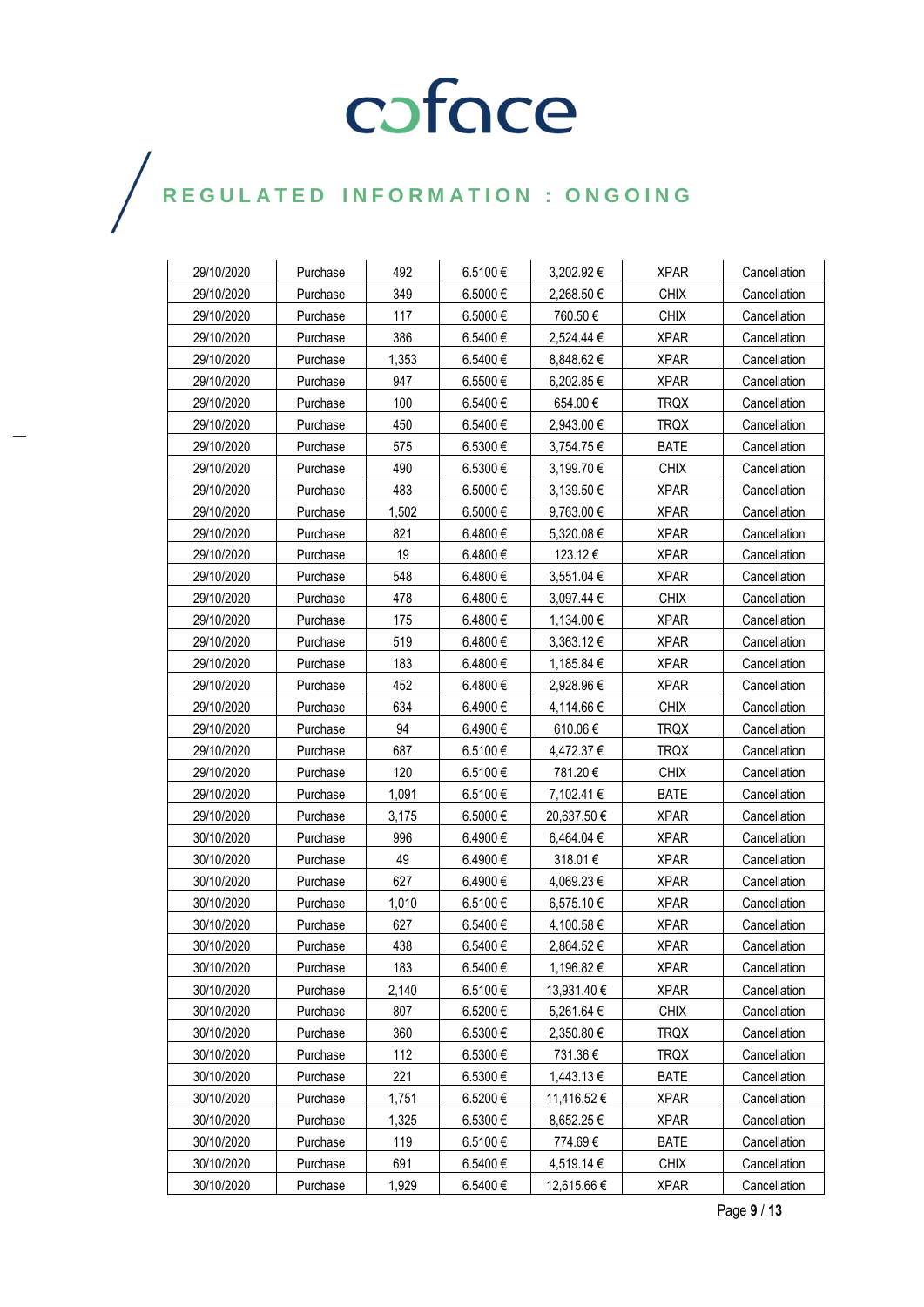| 29/10/2020 | Purchase | 492 | 6.5100 € | 3,202.92 € | XPAR | Cancellation |
|---|---|---|---|---|---|---|
| 29/10/2020 | Purchase | 349 | 6.5000 € | 2,268.50 € | CHIX | Cancellation |
| 29/10/2020 | Purchase | 117 | 6.5000 € | 760.50 € | CHIX | Cancellation |
| 29/10/2020 | Purchase | 386 | 6.5400 € | 2,524.44 € | XPAR | Cancellation |
| 29/10/2020 | Purchase | 1,353 | 6.5400 € | 8,848.62 € | XPAR | Cancellation |
| 29/10/2020 | Purchase | 947 | 6.5500 € | 6,202.85 € | XPAR | Cancellation |
| 29/10/2020 | Purchase | 100 | 6.5400 € | 654.00 € | TRQX | Cancellation |
| 29/10/2020 | Purchase | 450 | 6.5400 € | 2,943.00 € | TRQX | Cancellation |
| 29/10/2020 | Purchase | 575 | 6.5300 € | 3,754.75 € | BATE | Cancellation |
| 29/10/2020 | Purchase | 490 | 6.5300 € | 3,199.70 € | CHIX | Cancellation |
| 29/10/2020 | Purchase | 483 | 6.5000 € | 3,139.50 € | XPAR | Cancellation |
| 29/10/2020 | Purchase | 1,502 | 6.5000 € | 9,763.00 € | XPAR | Cancellation |
| 29/10/2020 | Purchase | 821 | 6.4800 € | 5,320.08 € | XPAR | Cancellation |
| 29/10/2020 | Purchase | 19 | 6.4800 € | 123.12 € | XPAR | Cancellation |
| 29/10/2020 | Purchase | 548 | 6.4800 € | 3,551.04 € | XPAR | Cancellation |
| 29/10/2020 | Purchase | 478 | 6.4800 € | 3,097.44 € | CHIX | Cancellation |
| 29/10/2020 | Purchase | 175 | 6.4800 € | 1,134.00 € | XPAR | Cancellation |
| 29/10/2020 | Purchase | 519 | 6.4800 € | 3,363.12 € | XPAR | Cancellation |
| 29/10/2020 | Purchase | 183 | 6.4800 € | 1,185.84 € | XPAR | Cancellation |
| 29/10/2020 | Purchase | 452 | 6.4800 € | 2,928.96 € | XPAR | Cancellation |
| 29/10/2020 | Purchase | 634 | 6.4900 € | 4,114.66 € | CHIX | Cancellation |
| 29/10/2020 | Purchase | 94 | 6.4900 € | 610.06 € | TRQX | Cancellation |
| 29/10/2020 | Purchase | 687 | 6.5100 € | 4,472.37 € | TRQX | Cancellation |
| 29/10/2020 | Purchase | 120 | 6.5100 € | 781.20 € | CHIX | Cancellation |
| 29/10/2020 | Purchase | 1,091 | 6.5100 € | 7,102.41 € | BATE | Cancellation |
| 29/10/2020 | Purchase | 3,175 | 6.5000 € | 20,637.50 € | XPAR | Cancellation |
| 30/10/2020 | Purchase | 996 | 6.4900 € | 6,464.04 € | XPAR | Cancellation |
| 30/10/2020 | Purchase | 49 | 6.4900 € | 318.01 € | XPAR | Cancellation |
| 30/10/2020 | Purchase | 627 | 6.4900 € | 4,069.23 € | XPAR | Cancellation |
| 30/10/2020 | Purchase | 1,010 | 6.5100 € | 6,575.10 € | XPAR | Cancellation |
| 30/10/2020 | Purchase | 627 | 6.5400 € | 4,100.58 € | XPAR | Cancellation |
| 30/10/2020 | Purchase | 438 | 6.5400 € | 2,864.52 € | XPAR | Cancellation |
| 30/10/2020 | Purchase | 183 | 6.5400 € | 1,196.82 € | XPAR | Cancellation |
| 30/10/2020 | Purchase | 2,140 | 6.5100 € | 13,931.40 € | XPAR | Cancellation |
| 30/10/2020 | Purchase | 807 | 6.5200 € | 5,261.64 € | CHIX | Cancellation |
| 30/10/2020 | Purchase | 360 | 6.5300 € | 2,350.80 € | TRQX | Cancellation |
| 30/10/2020 | Purchase | 112 | 6.5300 € | 731.36 € | TRQX | Cancellation |
| 30/10/2020 | Purchase | 221 | 6.5300 € | 1,443.13 € | BATE | Cancellation |
| 30/10/2020 | Purchase | 1,751 | 6.5200 € | 11,416.52 € | XPAR | Cancellation |
| 30/10/2020 | Purchase | 1,325 | 6.5300 € | 8,652.25 € | XPAR | Cancellation |
| 30/10/2020 | Purchase | 119 | 6.5100 € | 774.69 € | BATE | Cancellation |
| 30/10/2020 | Purchase | 691 | 6.5400 € | 4,519.14 € | CHIX | Cancellation |
| 30/10/2020 | Purchase | 1,929 | 6.5400 € | 12,615.66 € | XPAR | Cancellation |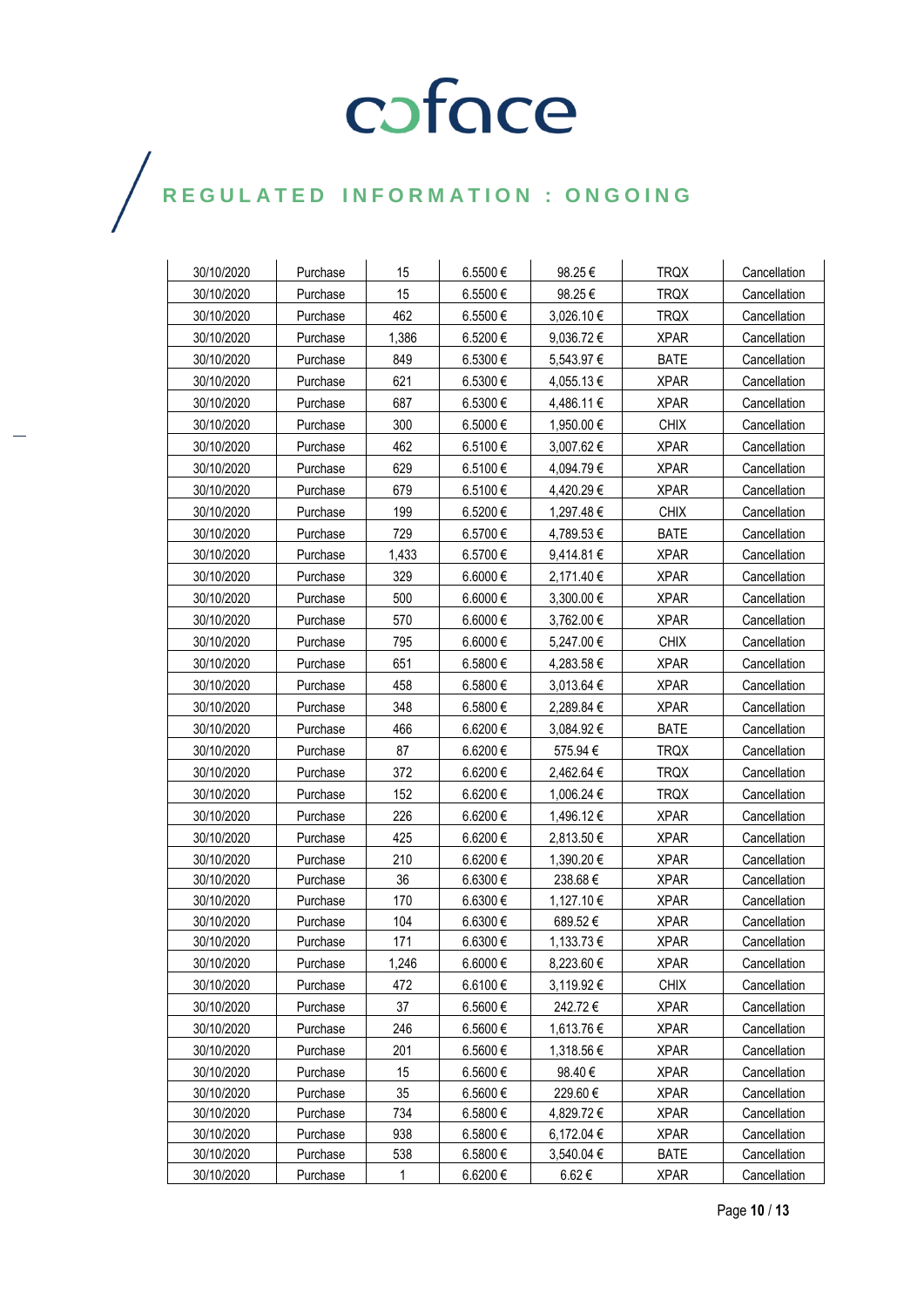# REGULATED INFORMATION : ONGOING

| 30/10/2020 | Purchase | 15 | 6.5500 € | 98.25 € | TRQX | Cancellation |
|---|---|---|---|---|---|---|
| 30/10/2020 | Purchase | 15 | 6.5500 € | 98.25 € | TRQX | Cancellation |
| 30/10/2020 | Purchase | 462 | 6.5500 € | 3,026.10 € | TRQX | Cancellation |
| 30/10/2020 | Purchase | 1,386 | 6.5200 € | 9,036.72 € | XPAR | Cancellation |
| 30/10/2020 | Purchase | 849 | 6.5300 € | 5,543.97 € | BATE | Cancellation |
| 30/10/2020 | Purchase | 621 | 6.5300 € | 4,055.13 € | XPAR | Cancellation |
| 30/10/2020 | Purchase | 687 | 6.5300 € | 4,486.11 € | XPAR | Cancellation |
| 30/10/2020 | Purchase | 300 | 6.5000 € | 1,950.00 € | CHIX | Cancellation |
| 30/10/2020 | Purchase | 462 | 6.5100 € | 3,007.62 € | XPAR | Cancellation |
| 30/10/2020 | Purchase | 629 | 6.5100 € | 4,094.79 € | XPAR | Cancellation |
| 30/10/2020 | Purchase | 679 | 6.5100 € | 4,420.29 € | XPAR | Cancellation |
| 30/10/2020 | Purchase | 199 | 6.5200 € | 1,297.48 € | CHIX | Cancellation |
| 30/10/2020 | Purchase | 729 | 6.5700 € | 4,789.53 € | BATE | Cancellation |
| 30/10/2020 | Purchase | 1,433 | 6.5700 € | 9,414.81 € | XPAR | Cancellation |
| 30/10/2020 | Purchase | 329 | 6.6000 € | 2,171.40 € | XPAR | Cancellation |
| 30/10/2020 | Purchase | 500 | 6.6000 € | 3,300.00 € | XPAR | Cancellation |
| 30/10/2020 | Purchase | 570 | 6.6000 € | 3,762.00 € | XPAR | Cancellation |
| 30/10/2020 | Purchase | 795 | 6.6000 € | 5,247.00 € | CHIX | Cancellation |
| 30/10/2020 | Purchase | 651 | 6.5800 € | 4,283.58 € | XPAR | Cancellation |
| 30/10/2020 | Purchase | 458 | 6.5800 € | 3,013.64 € | XPAR | Cancellation |
| 30/10/2020 | Purchase | 348 | 6.5800 € | 2,289.84 € | XPAR | Cancellation |
| 30/10/2020 | Purchase | 466 | 6.6200 € | 3,084.92 € | BATE | Cancellation |
| 30/10/2020 | Purchase | 87 | 6.6200 € | 575.94 € | TRQX | Cancellation |
| 30/10/2020 | Purchase | 372 | 6.6200 € | 2,462.64 € | TRQX | Cancellation |
| 30/10/2020 | Purchase | 152 | 6.6200 € | 1,006.24 € | TRQX | Cancellation |
| 30/10/2020 | Purchase | 226 | 6.6200 € | 1,496.12 € | XPAR | Cancellation |
| 30/10/2020 | Purchase | 425 | 6.6200 € | 2,813.50 € | XPAR | Cancellation |
| 30/10/2020 | Purchase | 210 | 6.6200 € | 1,390.20 € | XPAR | Cancellation |
| 30/10/2020 | Purchase | 36 | 6.6300 € | 238.68 € | XPAR | Cancellation |
| 30/10/2020 | Purchase | 170 | 6.6300 € | 1,127.10 € | XPAR | Cancellation |
| 30/10/2020 | Purchase | 104 | 6.6300 € | 689.52 € | XPAR | Cancellation |
| 30/10/2020 | Purchase | 171 | 6.6300 € | 1,133.73 € | XPAR | Cancellation |
| 30/10/2020 | Purchase | 1,246 | 6.6000 € | 8,223.60 € | XPAR | Cancellation |
| 30/10/2020 | Purchase | 472 | 6.6100 € | 3,119.92 € | CHIX | Cancellation |
| 30/10/2020 | Purchase | 37 | 6.5600 € | 242.72 € | XPAR | Cancellation |
| 30/10/2020 | Purchase | 246 | 6.5600 € | 1,613.76 € | XPAR | Cancellation |
| 30/10/2020 | Purchase | 201 | 6.5600 € | 1,318.56 € | XPAR | Cancellation |
| 30/10/2020 | Purchase | 15 | 6.5600 € | 98.40 € | XPAR | Cancellation |
| 30/10/2020 | Purchase | 35 | 6.5600 € | 229.60 € | XPAR | Cancellation |
| 30/10/2020 | Purchase | 734 | 6.5800 € | 4,829.72 € | XPAR | Cancellation |
| 30/10/2020 | Purchase | 938 | 6.5800 € | 6,172.04 € | XPAR | Cancellation |
| 30/10/2020 | Purchase | 538 | 6.5800 € | 3,540.04 € | BATE | Cancellation |
| 30/10/2020 | Purchase | 1 | 6.6200 € | 6.62 € | XPAR | Cancellation |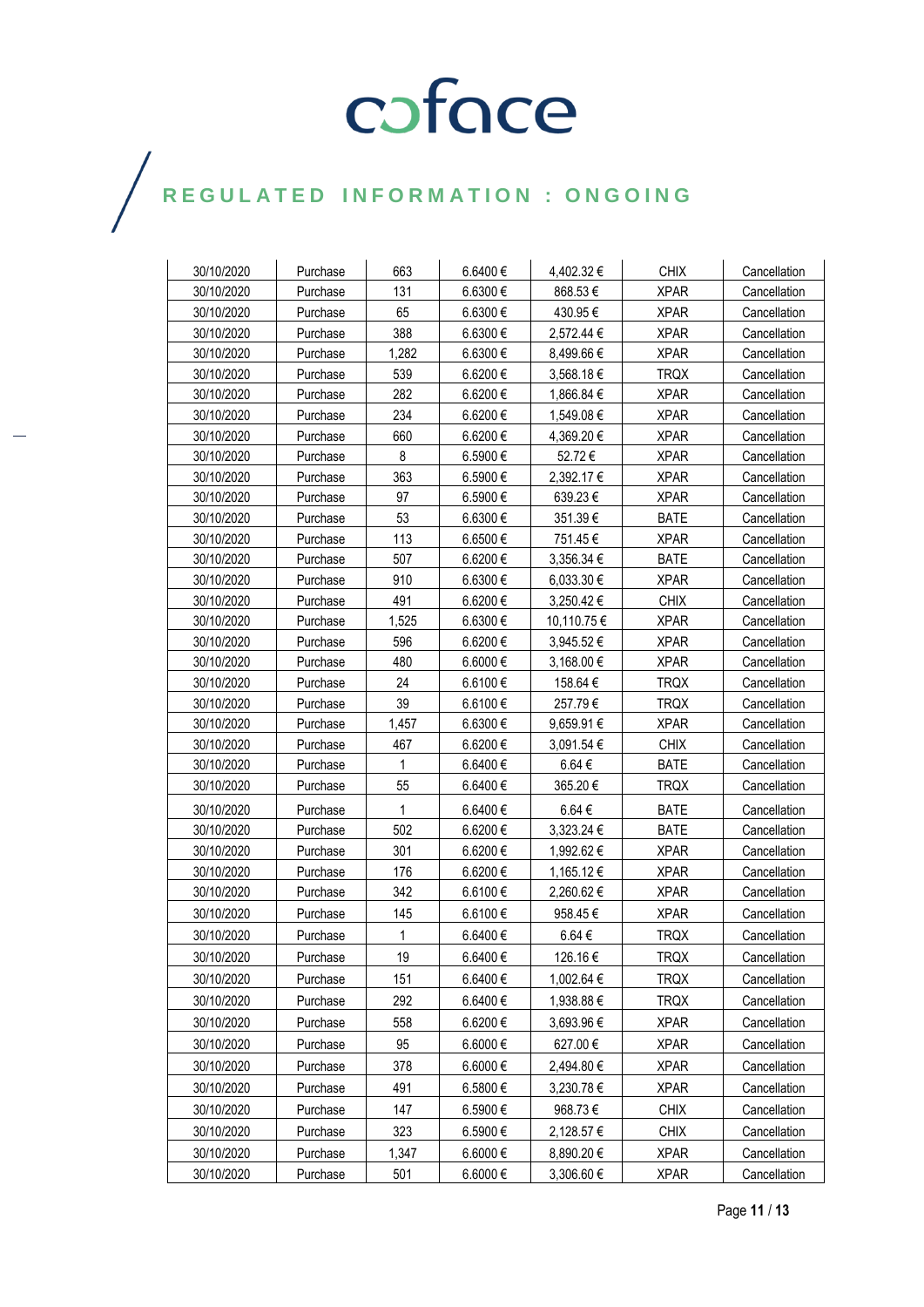| 30/10/2020 | Purchase | 663 | 6.6400 € | 4,402.32 € | CHIX | Cancellation |
|---|---|---|---|---|---|---|
| 30/10/2020 | Purchase | 131 | 6.6300 € | 868.53 € | XPAR | Cancellation |
| 30/10/2020 | Purchase | 65 | 6.6300 € | 430.95 € | XPAR | Cancellation |
| 30/10/2020 | Purchase | 388 | 6.6300 € | 2,572.44 € | XPAR | Cancellation |
| 30/10/2020 | Purchase | 1,282 | 6.6300 € | 8,499.66 € | XPAR | Cancellation |
| 30/10/2020 | Purchase | 539 | 6.6200 € | 3,568.18 € | TRQX | Cancellation |
| 30/10/2020 | Purchase | 282 | 6.6200 € | 1,866.84 € | XPAR | Cancellation |
| 30/10/2020 | Purchase | 234 | 6.6200 € | 1,549.08 € | XPAR | Cancellation |
| 30/10/2020 | Purchase | 660 | 6.6200 € | 4,369.20 € | XPAR | Cancellation |
| 30/10/2020 | Purchase | 8 | 6.5900 € | 52.72 € | XPAR | Cancellation |
| 30/10/2020 | Purchase | 363 | 6.5900 € | 2,392.17 € | XPAR | Cancellation |
| 30/10/2020 | Purchase | 97 | 6.5900 € | 639.23 € | XPAR | Cancellation |
| 30/10/2020 | Purchase | 53 | 6.6300 € | 351.39 € | BATE | Cancellation |
| 30/10/2020 | Purchase | 113 | 6.6500 € | 751.45 € | XPAR | Cancellation |
| 30/10/2020 | Purchase | 507 | 6.6200 € | 3,356.34 € | BATE | Cancellation |
| 30/10/2020 | Purchase | 910 | 6.6300 € | 6,033.30 € | XPAR | Cancellation |
| 30/10/2020 | Purchase | 491 | 6.6200 € | 3,250.42 € | CHIX | Cancellation |
| 30/10/2020 | Purchase | 1,525 | 6.6300 € | 10,110.75 € | XPAR | Cancellation |
| 30/10/2020 | Purchase | 596 | 6.6200 € | 3,945.52 € | XPAR | Cancellation |
| 30/10/2020 | Purchase | 480 | 6.6000 € | 3,168.00 € | XPAR | Cancellation |
| 30/10/2020 | Purchase | 24 | 6.6100 € | 158.64 € | TRQX | Cancellation |
| 30/10/2020 | Purchase | 39 | 6.6100 € | 257.79 € | TRQX | Cancellation |
| 30/10/2020 | Purchase | 1,457 | 6.6300 € | 9,659.91 € | XPAR | Cancellation |
| 30/10/2020 | Purchase | 467 | 6.6200 € | 3,091.54 € | CHIX | Cancellation |
| 30/10/2020 | Purchase | 1 | 6.6400 € | 6.64 € | BATE | Cancellation |
| 30/10/2020 | Purchase | 55 | 6.6400 € | 365.20 € | TRQX | Cancellation |
| 30/10/2020 | Purchase | 1 | 6.6400 € | 6.64 € | BATE | Cancellation |
| 30/10/2020 | Purchase | 502 | 6.6200 € | 3,323.24 € | BATE | Cancellation |
| 30/10/2020 | Purchase | 301 | 6.6200 € | 1,992.62 € | XPAR | Cancellation |
| 30/10/2020 | Purchase | 176 | 6.6200 € | 1,165.12 € | XPAR | Cancellation |
| 30/10/2020 | Purchase | 342 | 6.6100 € | 2,260.62 € | XPAR | Cancellation |
| 30/10/2020 | Purchase | 145 | 6.6100 € | 958.45 € | XPAR | Cancellation |
| 30/10/2020 | Purchase | 1 | 6.6400 € | 6.64 € | TRQX | Cancellation |
| 30/10/2020 | Purchase | 19 | 6.6400 € | 126.16 € | TRQX | Cancellation |
| 30/10/2020 | Purchase | 151 | 6.6400 € | 1,002.64 € | TRQX | Cancellation |
| 30/10/2020 | Purchase | 292 | 6.6400 € | 1,938.88 € | TRQX | Cancellation |
| 30/10/2020 | Purchase | 558 | 6.6200 € | 3,693.96 € | XPAR | Cancellation |
| 30/10/2020 | Purchase | 95 | 6.6000 € | 627.00 € | XPAR | Cancellation |
| 30/10/2020 | Purchase | 378 | 6.6000 € | 2,494.80 € | XPAR | Cancellation |
| 30/10/2020 | Purchase | 491 | 6.5800 € | 3,230.78 € | XPAR | Cancellation |
| 30/10/2020 | Purchase | 147 | 6.5900 € | 968.73 € | CHIX | Cancellation |
| 30/10/2020 | Purchase | 323 | 6.5900 € | 2,128.57 € | CHIX | Cancellation |
| 30/10/2020 | Purchase | 1,347 | 6.6000 € | 8,890.20 € | XPAR | Cancellation |
| 30/10/2020 | Purchase | 501 | 6.6000 € | 3,306.60 € | XPAR | Cancellation |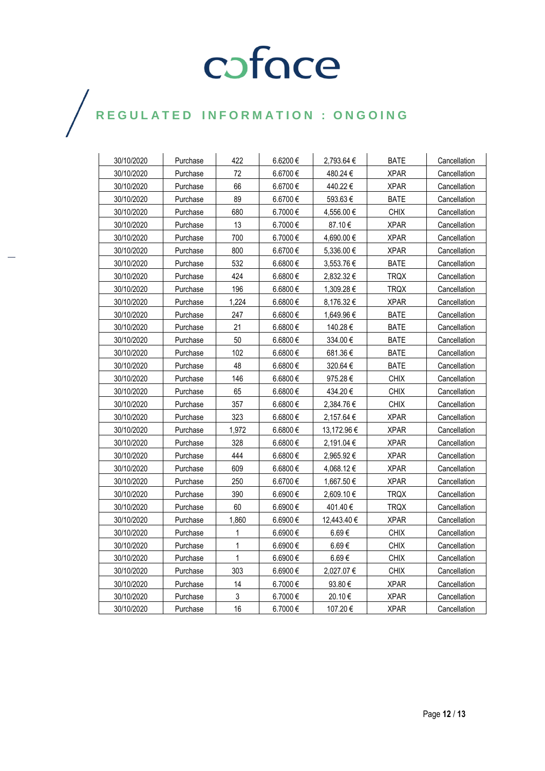| 30/10/2020 | Purchase | 422 | 6.6200 € | 2,793.64 € | BATE | Cancellation |
|---|---|---|---|---|---|---|
| 30/10/2020 | Purchase | 72 | 6.6700 € | 480.24 € | XPAR | Cancellation |
| 30/10/2020 | Purchase | 66 | 6.6700 € | 440.22 € | XPAR | Cancellation |
| 30/10/2020 | Purchase | 89 | 6.6700 € | 593.63 € | BATE | Cancellation |
| 30/10/2020 | Purchase | 680 | 6.7000 € | 4,556.00 € | CHIX | Cancellation |
| 30/10/2020 | Purchase | 13 | 6.7000 € | 87.10 € | XPAR | Cancellation |
| 30/10/2020 | Purchase | 700 | 6.7000 € | 4,690.00 € | XPAR | Cancellation |
| 30/10/2020 | Purchase | 800 | 6.6700 € | 5,336.00 € | XPAR | Cancellation |
| 30/10/2020 | Purchase | 532 | 6.6800 € | 3,553.76 € | BATE | Cancellation |
| 30/10/2020 | Purchase | 424 | 6.6800 € | 2,832.32 € | TRQX | Cancellation |
| 30/10/2020 | Purchase | 196 | 6.6800 € | 1,309.28 € | TRQX | Cancellation |
| 30/10/2020 | Purchase | 1,224 | 6.6800 € | 8,176.32 € | XPAR | Cancellation |
| 30/10/2020 | Purchase | 247 | 6.6800 € | 1,649.96 € | BATE | Cancellation |
| 30/10/2020 | Purchase | 21 | 6.6800 € | 140.28 € | BATE | Cancellation |
| 30/10/2020 | Purchase | 50 | 6.6800 € | 334.00 € | BATE | Cancellation |
| 30/10/2020 | Purchase | 102 | 6.6800 € | 681.36 € | BATE | Cancellation |
| 30/10/2020 | Purchase | 48 | 6.6800 € | 320.64 € | BATE | Cancellation |
| 30/10/2020 | Purchase | 146 | 6.6800 € | 975.28 € | CHIX | Cancellation |
| 30/10/2020 | Purchase | 65 | 6.6800 € | 434.20 € | CHIX | Cancellation |
| 30/10/2020 | Purchase | 357 | 6.6800 € | 2,384.76 € | CHIX | Cancellation |
| 30/10/2020 | Purchase | 323 | 6.6800 € | 2,157.64 € | XPAR | Cancellation |
| 30/10/2020 | Purchase | 1,972 | 6.6800 € | 13,172.96 € | XPAR | Cancellation |
| 30/10/2020 | Purchase | 328 | 6.6800 € | 2,191.04 € | XPAR | Cancellation |
| 30/10/2020 | Purchase | 444 | 6.6800 € | 2,965.92 € | XPAR | Cancellation |
| 30/10/2020 | Purchase | 609 | 6.6800 € | 4,068.12 € | XPAR | Cancellation |
| 30/10/2020 | Purchase | 250 | 6.6700 € | 1,667.50 € | XPAR | Cancellation |
| 30/10/2020 | Purchase | 390 | 6.6900 € | 2,609.10 € | TRQX | Cancellation |
| 30/10/2020 | Purchase | 60 | 6.6900 € | 401.40 € | TRQX | Cancellation |
| 30/10/2020 | Purchase | 1,860 | 6.6900 € | 12,443.40 € | XPAR | Cancellation |
| 30/10/2020 | Purchase | 1 | 6.6900 € | 6.69 € | CHIX | Cancellation |
| 30/10/2020 | Purchase | 1 | 6.6900 € | 6.69 € | CHIX | Cancellation |
| 30/10/2020 | Purchase | 1 | 6.6900 € | 6.69 € | CHIX | Cancellation |
| 30/10/2020 | Purchase | 303 | 6.6900 € | 2,027.07 € | CHIX | Cancellation |
| 30/10/2020 | Purchase | 14 | 6.7000 € | 93.80 € | XPAR | Cancellation |
| 30/10/2020 | Purchase | 3 | 6.7000 € | 20.10 € | XPAR | Cancellation |
| 30/10/2020 | Purchase | 16 | 6.7000 € | 107.20 € | XPAR | Cancellation |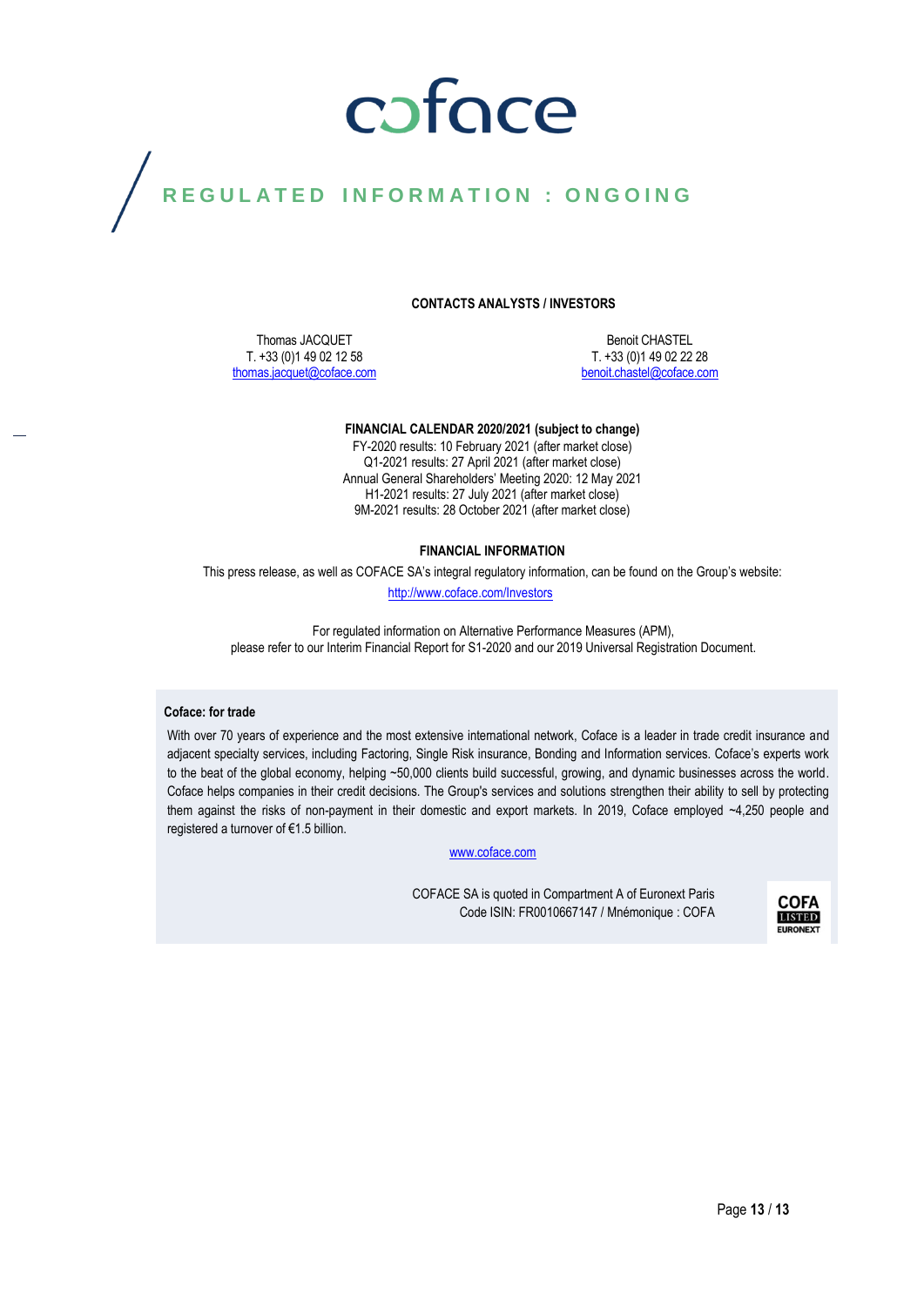# REGULATED INFORMATION : ONGOING

**CONTACTS ANALYSTS / INVESTORS**

Thomas JACQUET
T. +33 (0)1 49 02 12 58
thomas.jacquet@coface.com

Benoit CHASTEL
T. +33 (0)1 49 02 22 28
benoit.chastel@coface.com

**FINANCIAL CALENDAR 2020/2021 (subject to change)**
FY-2020 results: 10 February 2021 (after market close)
Q1-2021 results: 27 April 2021 (after market close)
Annual General Shareholders' Meeting 2020: 12 May 2021
H1-2021 results: 27 July 2021 (after market close)
9M-2021 results: 28 October 2021 (after market close)

**FINANCIAL INFORMATION**

This press release, as well as COFACE SA's integral regulatory information, can be found on the Group's website:
http://www.coface.com/Investors

For regulated information on Alternative Performance Measures (APM),
please refer to our Interim Financial Report for S1-2020 and our 2019 Universal Registration Document.

**Coface: for trade**

With over 70 years of experience and the most extensive international network, Coface is a leader in trade credit insurance and adjacent specialty services, including Factoring, Single Risk insurance, Bonding and Information services. Coface's experts work to the beat of the global economy, helping ~50,000 clients build successful, growing, and dynamic businesses across the world. Coface helps companies in their credit decisions. The Group's services and solutions strengthen their ability to sell by protecting them against the risks of non-payment in their domestic and export markets. In 2019, Coface employed ~4,250 people and registered a turnover of €1.5 billion.

www.coface.com

COFACE SA is quoted in Compartment A of Euronext Paris
Code ISIN: FR0010667147 / Mnémonique : COFA

COFA LISTED EURONEXT